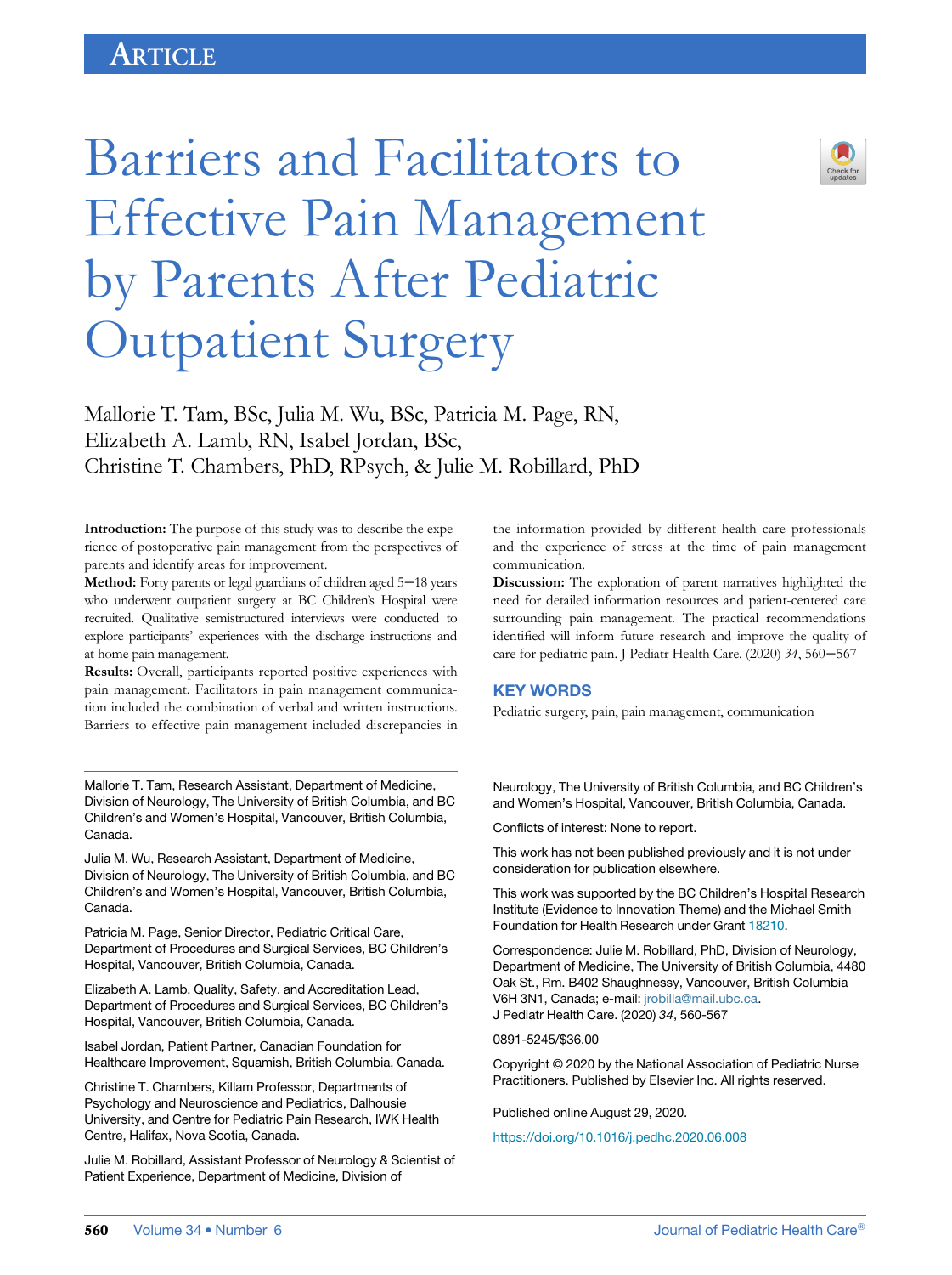Article

# Barriers and Facilitators to Effective Pain Management by Parents After Pediatric Outpatient Surgery

Mallorie T. Tam, BSc, Julia M. Wu, BSc, Patricia M. Page, RN, Elizabeth A. Lamb, RN, Isabel Jordan, BSc, Christine T. Chambers, PhD, RPsych, & Julie M. Robillard, PhD

**Introduction:** The purpose of this study was to describe the experience of postoperative pain management from the perspectives of parents and identify areas for improvement.

**Method:** Forty parents or legal guardians of children aged 5−18 years who underwent outpatient surgery at BC Children's Hospital were recruited. Qualitative semistructured interviews were conducted to explore participants' experiences with the discharge instructions and at-home pain management.

**Results:** Overall, participants reported positive experiences with pain management. Facilitators in pain management communication included the combination of verbal and written instructions. Barriers to effective pain management included discrepancies in the information provided by different health care professionals and the experience of stress at the time of pain management communication.

**Discussion:** The exploration of parent narratives highlighted the need for detailed information resources and patient-centered care surrounding pain management. The practical recommendations identified will inform future research and improve the quality of care for pediatric pain. J Pediatr Health Care. (2020) *34*, 560−567

## KEY WORDS

Pediatric surgery, pain, pain management, communication

Mallorie T. Tam, Research Assistant, Department of Medicine, Division of Neurology, The University of British Columbia, and BC Children's and Women's Hospital, Vancouver, British Columbia, Canada.

Julia M. Wu, Research Assistant, Department of Medicine, Division of Neurology, The University of British Columbia, and BC Children's and Women's Hospital, Vancouver, British Columbia, Canada.

Patricia M. Page, Senior Director, Pediatric Critical Care, Department of Procedures and Surgical Services, BC Children's Hospital, Vancouver, British Columbia, Canada.

Elizabeth A. Lamb, Quality, Safety, and Accreditation Lead, Department of Procedures and Surgical Services, BC Children's Hospital, Vancouver, British Columbia, Canada.

Isabel Jordan, Patient Partner, Canadian Foundation for Healthcare Improvement, Squamish, British Columbia, Canada.

Christine T. Chambers, Killam Professor, Departments of Psychology and Neuroscience and Pediatrics, Dalhousie University, and Centre for Pediatric Pain Research, IWK Health Centre, Halifax, Nova Scotia, Canada.

Julie M. Robillard, Assistant Professor of Neurology & Scientist of Patient Experience, Department of Medicine, Division of Neurology, The University of British Columbia, and BC Children's and Women's Hospital, Vancouver, British Columbia, Canada.

Conflicts of interest: None to report.

This work has not been published previously and it is not under consideration for publication elsewhere.

This work was supported by the BC Children's Hospital Research Institute (Evidence to Innovation Theme) and the Michael Smith Foundation for Health Research under Grant 18210.

Correspondence: Julie M. Robillard, PhD, Division of Neurology, Department of Medicine, The University of British Columbia, 4480 Oak St., Rm. B402 Shaughnessy, Vancouver, British Columbia V6H 3N1, Canada; e-mail: jrobilla@mail.ubc.ca.
J Pediatr Health Care. (2020) *34*, 560-567

0891-5245/$36.00

Copyright © 2020 by the National Association of Pediatric Nurse Practitioners. Published by Elsevier Inc. All rights reserved.

Published online August 29, 2020.

https://doi.org/10.1016/j.pedhc.2020.06.008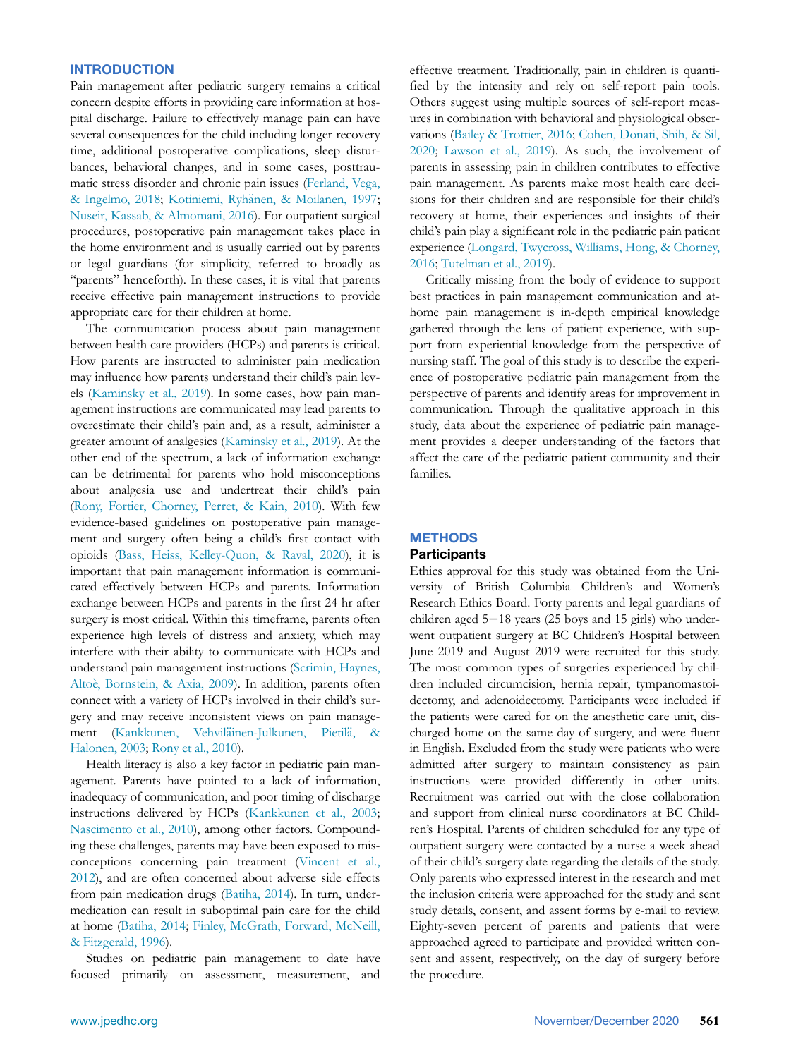## INTRODUCTION

Pain management after pediatric surgery remains a critical concern despite efforts in providing care information at hospital discharge. Failure to effectively manage pain can have several consequences for the child including longer recovery time, additional postoperative complications, sleep disturbances, behavioral changes, and in some cases, posttraumatic stress disorder and chronic pain issues (Ferland, Vega, & Ingelmo, 2018; Kotiniemi, Ryhänen, & Moilanen, 1997; Nuseir, Kassab, & Almomani, 2016). For outpatient surgical procedures, postoperative pain management takes place in the home environment and is usually carried out by parents or legal guardians (for simplicity, referred to broadly as "parents" henceforth). In these cases, it is vital that parents receive effective pain management instructions to provide appropriate care for their children at home.

The communication process about pain management between health care providers (HCPs) and parents is critical. How parents are instructed to administer pain medication may influence how parents understand their child's pain levels (Kaminsky et al., 2019). In some cases, how pain management instructions are communicated may lead parents to overestimate their child's pain and, as a result, administer a greater amount of analgesics (Kaminsky et al., 2019). At the other end of the spectrum, a lack of information exchange can be detrimental for parents who hold misconceptions about analgesia use and undertreat their child's pain (Rony, Fortier, Chorney, Perret, & Kain, 2010). With few evidence-based guidelines on postoperative pain management and surgery often being a child's first contact with opioids (Bass, Heiss, Kelley-Quon, & Raval, 2020), it is important that pain management information is communicated effectively between HCPs and parents. Information exchange between HCPs and parents in the first 24 hr after surgery is most critical. Within this timeframe, parents often experience high levels of distress and anxiety, which may interfere with their ability to communicate with HCPs and understand pain management instructions (Scrimin, Haynes, Altoè, Bornstein, & Axia, 2009). In addition, parents often connect with a variety of HCPs involved in their child's surgery and may receive inconsistent views on pain management (Kankkunen, Vehviläinen-Julkunen, Pietilä, & Halonen, 2003; Rony et al., 2010).

Health literacy is also a key factor in pediatric pain management. Parents have pointed to a lack of information, inadequacy of communication, and poor timing of discharge instructions delivered by HCPs (Kankkunen et al., 2003; Nascimento et al., 2010), among other factors. Compounding these challenges, parents may have been exposed to misconceptions concerning pain treatment (Vincent et al., 2012), and are often concerned about adverse side effects from pain medication drugs (Batiha, 2014). In turn, undermedication can result in suboptimal pain care for the child at home (Batiha, 2014; Finley, McGrath, Forward, McNeill, & Fitzgerald, 1996).

Studies on pediatric pain management to date have focused primarily on assessment, measurement, and effective treatment. Traditionally, pain in children is quantified by the intensity and rely on self-report pain tools. Others suggest using multiple sources of self-report measures in combination with behavioral and physiological observations (Bailey & Trottier, 2016; Cohen, Donati, Shih, & Sil, 2020; Lawson et al., 2019). As such, the involvement of parents in assessing pain in children contributes to effective pain management. As parents make most health care decisions for their children and are responsible for their child's recovery at home, their experiences and insights of their child's pain play a significant role in the pediatric pain patient experience (Longard, Twycross, Williams, Hong, & Chorney, 2016; Tutelman et al., 2019).

Critically missing from the body of evidence to support best practices in pain management communication and at-home pain management is in-depth empirical knowledge gathered through the lens of patient experience, with support from experiential knowledge from the perspective of nursing staff. The goal of this study is to describe the experience of postoperative pediatric pain management from the perspective of parents and identify areas for improvement in communication. Through the qualitative approach in this study, data about the experience of pediatric pain management provides a deeper understanding of the factors that affect the care of the pediatric patient community and their families.

## METHODS

### Participants

Ethics approval for this study was obtained from the University of British Columbia Children's and Women's Research Ethics Board. Forty parents and legal guardians of children aged 5−18 years (25 boys and 15 girls) who underwent outpatient surgery at BC Children's Hospital between June 2019 and August 2019 were recruited for this study. The most common types of surgeries experienced by children included circumcision, hernia repair, tympanomastoidectomy, and adenoidectomy. Participants were included if the patients were cared for on the anesthetic care unit, discharged home on the same day of surgery, and were fluent in English. Excluded from the study were patients who were admitted after surgery to maintain consistency as pain instructions were provided differently in other units. Recruitment was carried out with the close collaboration and support from clinical nurse coordinators at BC Children's Hospital. Parents of children scheduled for any type of outpatient surgery were contacted by a nurse a week ahead of their child's surgery date regarding the details of the study. Only parents who expressed interest in the research and met the inclusion criteria were approached for the study and sent study details, consent, and assent forms by e-mail to review. Eighty-seven percent of parents and patients that were approached agreed to participate and provided written consent and assent, respectively, on the day of surgery before the procedure.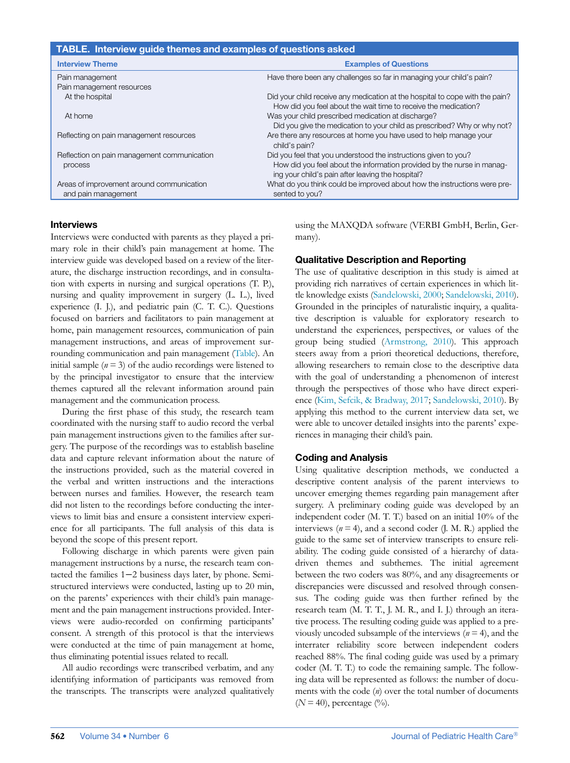**TABLE. Interview guide themes and examples of questions asked**

| Interview Theme | Examples of Questions |
| --- | --- |
| Pain management | Have there been any challenges so far in managing your child's pain? |
| Pain management resources | |
| At the hospital | Did your child receive any medication at the hospital to cope with the pain? How did you feel about the wait time to receive the medication? |
| At home | Was your child prescribed medication at discharge? Did you give the medication to your child as prescribed? Why or why not? |
| Reflecting on pain management resources | Are there any resources at home you have used to help manage your child's pain? |
| Reflection on pain management communication process | Did you feel that you understood the instructions given to you? How did you feel about the information provided by the nurse in managing your child's pain after leaving the hospital? |
| Areas of improvement around communication and pain management | What do you think could be improved about how the instructions were presented to you? |

### Interviews

Interviews were conducted with parents as they played a primary role in their child's pain management at home. The interview guide was developed based on a review of the literature, the discharge instruction recordings, and in consultation with experts in nursing and surgical operations (T. P.), nursing and quality improvement in surgery (L. L.), lived experience (I. J.), and pediatric pain (C. T. C.). Questions focused on barriers and facilitators to pain management at home, pain management resources, communication of pain management instructions, and areas of improvement surrounding communication and pain management (Table). An initial sample (*n* = 3) of the audio recordings were listened to by the principal investigator to ensure that the interview themes captured all the relevant information around pain management and the communication process.

During the first phase of this study, the research team coordinated with the nursing staff to audio record the verbal pain management instructions given to the families after surgery. The purpose of the recordings was to establish baseline data and capture relevant information about the nature of the instructions provided, such as the material covered in the verbal and written instructions and the interactions between nurses and families. However, the research team did not listen to the recordings before conducting the interviews to limit bias and ensure a consistent interview experience for all participants. The full analysis of this data is beyond the scope of this present report.

Following discharge in which parents were given pain management instructions by a nurse, the research team contacted the families 1−2 business days later, by phone. Semi-structured interviews were conducted, lasting up to 20 min, on the parents' experiences with their child's pain management and the pain management instructions provided. Interviews were audio-recorded on confirming participants' consent. A strength of this protocol is that the interviews were conducted at the time of pain management at home, thus eliminating potential issues related to recall.

All audio recordings were transcribed verbatim, and any identifying information of participants was removed from the transcripts. The transcripts were analyzed qualitatively using the MAXQDA software (VERBI GmbH, Berlin, Germany).

### Qualitative Description and Reporting

The use of qualitative description in this study is aimed at providing rich narratives of certain experiences in which little knowledge exists (Sandelowski, 2000; Sandelowski, 2010). Grounded in the principles of naturalistic inquiry, a qualitative description is valuable for exploratory research to understand the experiences, perspectives, or values of the group being studied (Armstrong, 2010). This approach steers away from a priori theoretical deductions, therefore, allowing researchers to remain close to the descriptive data with the goal of understanding a phenomenon of interest through the perspectives of those who have direct experience (Kim, Sefcik, & Bradway, 2017; Sandelowski, 2010). By applying this method to the current interview data set, we were able to uncover detailed insights into the parents' experiences in managing their child's pain.

### Coding and Analysis

Using qualitative description methods, we conducted a descriptive content analysis of the parent interviews to uncover emerging themes regarding pain management after surgery. A preliminary coding guide was developed by an independent coder (M. T. T.) based on an initial 10% of the interviews (*n* = 4), and a second coder (J. M. R.) applied the guide to the same set of interview transcripts to ensure reliability. The coding guide consisted of a hierarchy of data-driven themes and subthemes. The initial agreement between the two coders was 80%, and any disagreements or discrepancies were discussed and resolved through consensus. The coding guide was then further refined by the research team (M. T. T., J. M. R., and I. J.) through an iterative process. The resulting coding guide was applied to a previously uncoded subsample of the interviews (*n* = 4), and the interrater reliability score between independent coders reached 88%. The final coding guide was used by a primary coder (M. T. T.) to code the remaining sample. The following data will be represented as follows: the number of documents with the code (*n*) over the total number of documents (N = 40), percentage (%).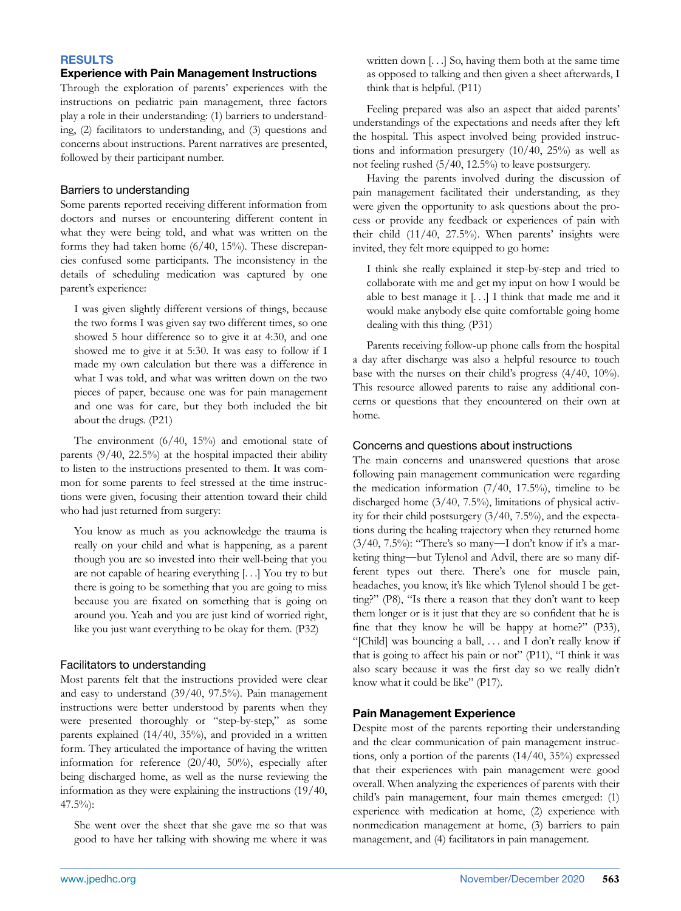## RESULTS

### Experience with Pain Management Instructions

Through the exploration of parents' experiences with the instructions on pediatric pain management, three factors play a role in their understanding: (1) barriers to understanding, (2) facilitators to understanding, and (3) questions and concerns about instructions. Parent narratives are presented, followed by their participant number.

#### Barriers to understanding

Some parents reported receiving different information from doctors and nurses or encountering different content in what they were being told, and what was written on the forms they had taken home (6/40, 15%). These discrepancies confused some participants. The inconsistency in the details of scheduling medication was captured by one parent's experience:

> I was given slightly different versions of things, because the two forms I was given say two different times, so one showed 5 hour difference so to give it at 4:30, and one showed me to give it at 5:30. It was easy to follow if I made my own calculation but there was a difference in what I was told, and what was written down on the two pieces of paper, because one was for pain management and one was for care, but they both included the bit about the drugs. (P21)

The environment (6/40, 15%) and emotional state of parents (9/40, 22.5%) at the hospital impacted their ability to listen to the instructions presented to them. It was common for some parents to feel stressed at the time instructions were given, focusing their attention toward their child who had just returned from surgery:

> You know as much as you acknowledge the trauma is really on your child and what is happening, as a parent though you are so invested into their well-being that you are not capable of hearing everything [. . .] You try to but there is going to be something that you are going to miss because you are fixated on something that is going on around you. Yeah and you are just kind of worried right, like you just want everything to be okay for them. (P32)

#### Facilitators to understanding

Most parents felt that the instructions provided were clear and easy to understand (39/40, 97.5%). Pain management instructions were better understood by parents when they were presented thoroughly or "step-by-step," as some parents explained (14/40, 35%), and provided in a written form. They articulated the importance of having the written information for reference (20/40, 50%), especially after being discharged home, as well as the nurse reviewing the information as they were explaining the instructions (19/40, 47.5%):

> She went over the sheet that she gave me so that was good to have her talking with showing me where it was written down [. . .] So, having them both at the same time as opposed to talking and then given a sheet afterwards, I think that is helpful. (P11)

Feeling prepared was also an aspect that aided parents' understandings of the expectations and needs after they left the hospital. This aspect involved being provided instructions and information presurgery (10/40, 25%) as well as not feeling rushed (5/40, 12.5%) to leave postsurgery.

Having the parents involved during the discussion of pain management facilitated their understanding, as they were given the opportunity to ask questions about the process or provide any feedback or experiences of pain with their child (11/40, 27.5%). When parents' insights were invited, they felt more equipped to go home:

> I think she really explained it step-by-step and tried to collaborate with me and get my input on how I would be able to best manage it [. . .] I think that made me and it would make anybody else quite comfortable going home dealing with this thing. (P31)

Parents receiving follow-up phone calls from the hospital a day after discharge was also a helpful resource to touch base with the nurses on their child's progress (4/40, 10%). This resource allowed parents to raise any additional concerns or questions that they encountered on their own at home.

#### Concerns and questions about instructions

The main concerns and unanswered questions that arose following pain management communication were regarding the medication information (7/40, 17.5%), timeline to be discharged home (3/40, 7.5%), limitations of physical activity for their child postsurgery (3/40, 7.5%), and the expectations during the healing trajectory when they returned home (3/40, 7.5%): "There's so many—I don't know if it's a marketing thing—but Tylenol and Advil, there are so many different types out there. There's one for muscle pain, headaches, you know, it's like which Tylenol should I be getting?" (P8), "Is there a reason that they don't want to keep them longer or is it just that they are so confident that he is fine that they know he will be happy at home?" (P33), "[Child] was bouncing a ball, . . . and I don't really know if that is going to affect his pain or not" (P11), "I think it was also scary because it was the first day so we really didn't know what it could be like" (P17).

### Pain Management Experience

Despite most of the parents reporting their understanding and the clear communication of pain management instructions, only a portion of the parents (14/40, 35%) expressed that their experiences with pain management were good overall. When analyzing the experiences of parents with their child's pain management, four main themes emerged: (1) experience with medication at home, (2) experience with nonmedication management at home, (3) barriers to pain management, and (4) facilitators in pain management.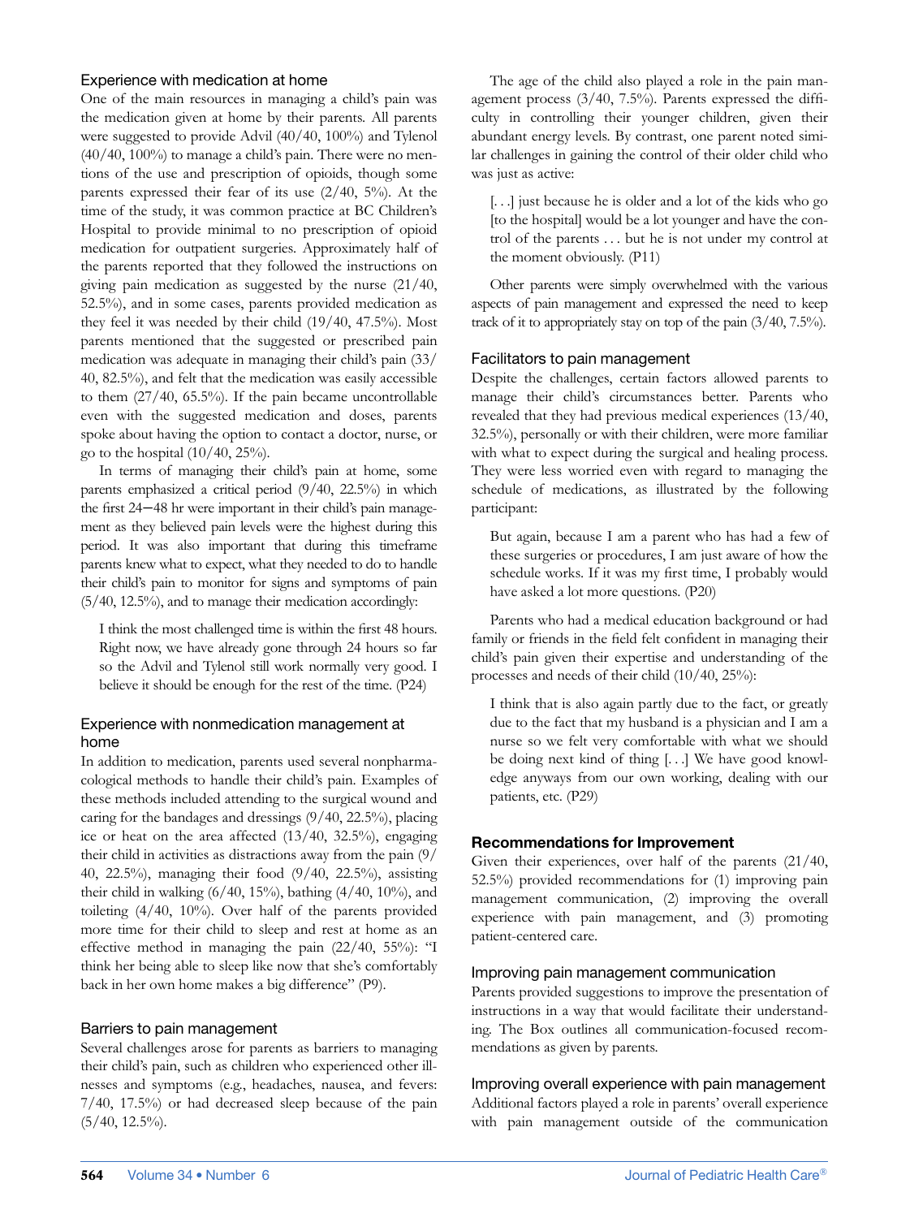### Experience with medication at home

One of the main resources in managing a child's pain was the medication given at home by their parents. All parents were suggested to provide Advil (40/40, 100%) and Tylenol (40/40, 100%) to manage a child's pain. There were no mentions of the use and prescription of opioids, though some parents expressed their fear of its use (2/40, 5%). At the time of the study, it was common practice at BC Children's Hospital to provide minimal to no prescription of opioid medication for outpatient surgeries. Approximately half of the parents reported that they followed the instructions on giving pain medication as suggested by the nurse (21/40, 52.5%), and in some cases, parents provided medication as they feel it was needed by their child (19/40, 47.5%). Most parents mentioned that the suggested or prescribed pain medication was adequate in managing their child's pain (33/40, 82.5%), and felt that the medication was easily accessible to them (27/40, 65.5%). If the pain became uncontrollable even with the suggested medication and doses, parents spoke about having the option to contact a doctor, nurse, or go to the hospital (10/40, 25%).

In terms of managing their child's pain at home, some parents emphasized a critical period (9/40, 22.5%) in which the first 24−48 hr were important in their child's pain management as they believed pain levels were the highest during this period. It was also important that during this timeframe parents knew what to expect, what they needed to do to handle their child's pain to monitor for signs and symptoms of pain (5/40, 12.5%), and to manage their medication accordingly:

> I think the most challenged time is within the first 48 hours. Right now, we have already gone through 24 hours so far so the Advil and Tylenol still work normally very good. I believe it should be enough for the rest of the time. (P24)

### Experience with nonmedication management at home

In addition to medication, parents used several nonpharmacological methods to handle their child's pain. Examples of these methods included attending to the surgical wound and caring for the bandages and dressings (9/40, 22.5%), placing ice or heat on the area affected (13/40, 32.5%), engaging their child in activities as distractions away from the pain (9/40, 22.5%), managing their food (9/40, 22.5%), assisting their child in walking (6/40, 15%), bathing (4/40, 10%), and toileting (4/40, 10%). Over half of the parents provided more time for their child to sleep and rest at home as an effective method in managing the pain (22/40, 55%): "I think her being able to sleep like now that she's comfortably back in her own home makes a big difference" (P9).

### Barriers to pain management

Several challenges arose for parents as barriers to managing their child's pain, such as children who experienced other illnesses and symptoms (e.g., headaches, nausea, and fevers: 7/40, 17.5%) or had decreased sleep because of the pain (5/40, 12.5%).

The age of the child also played a role in the pain management process (3/40, 7.5%). Parents expressed the difficulty in controlling their younger children, given their abundant energy levels. By contrast, one parent noted similar challenges in gaining the control of their older child who was just as active:

> [. . .] just because he is older and a lot of the kids who go [to the hospital] would be a lot younger and have the control of the parents . . . but he is not under my control at the moment obviously. (P11)

Other parents were simply overwhelmed with the various aspects of pain management and expressed the need to keep track of it to appropriately stay on top of the pain (3/40, 7.5%).

### Facilitators to pain management

Despite the challenges, certain factors allowed parents to manage their child's circumstances better. Parents who revealed that they had previous medical experiences (13/40, 32.5%), personally or with their children, were more familiar with what to expect during the surgical and healing process. They were less worried even with regard to managing the schedule of medications, as illustrated by the following participant:

> But again, because I am a parent who has had a few of these surgeries or procedures, I am just aware of how the schedule works. If it was my first time, I probably would have asked a lot more questions. (P20)

Parents who had a medical education background or had family or friends in the field felt confident in managing their child's pain given their expertise and understanding of the processes and needs of their child (10/40, 25%):

> I think that is also again partly due to the fact, or greatly due to the fact that my husband is a physician and I am a nurse so we felt very comfortable with what we should be doing next kind of thing [. . .] We have good knowledge anyways from our own working, dealing with our patients, etc. (P29)

## Recommendations for Improvement

Given their experiences, over half of the parents (21/40, 52.5%) provided recommendations for (1) improving pain management communication, (2) improving the overall experience with pain management, and (3) promoting patient-centered care.

### Improving pain management communication

Parents provided suggestions to improve the presentation of instructions in a way that would facilitate their understanding. The Box outlines all communication-focused recommendations as given by parents.

### Improving overall experience with pain management

Additional factors played a role in parents' overall experience with pain management outside of the communication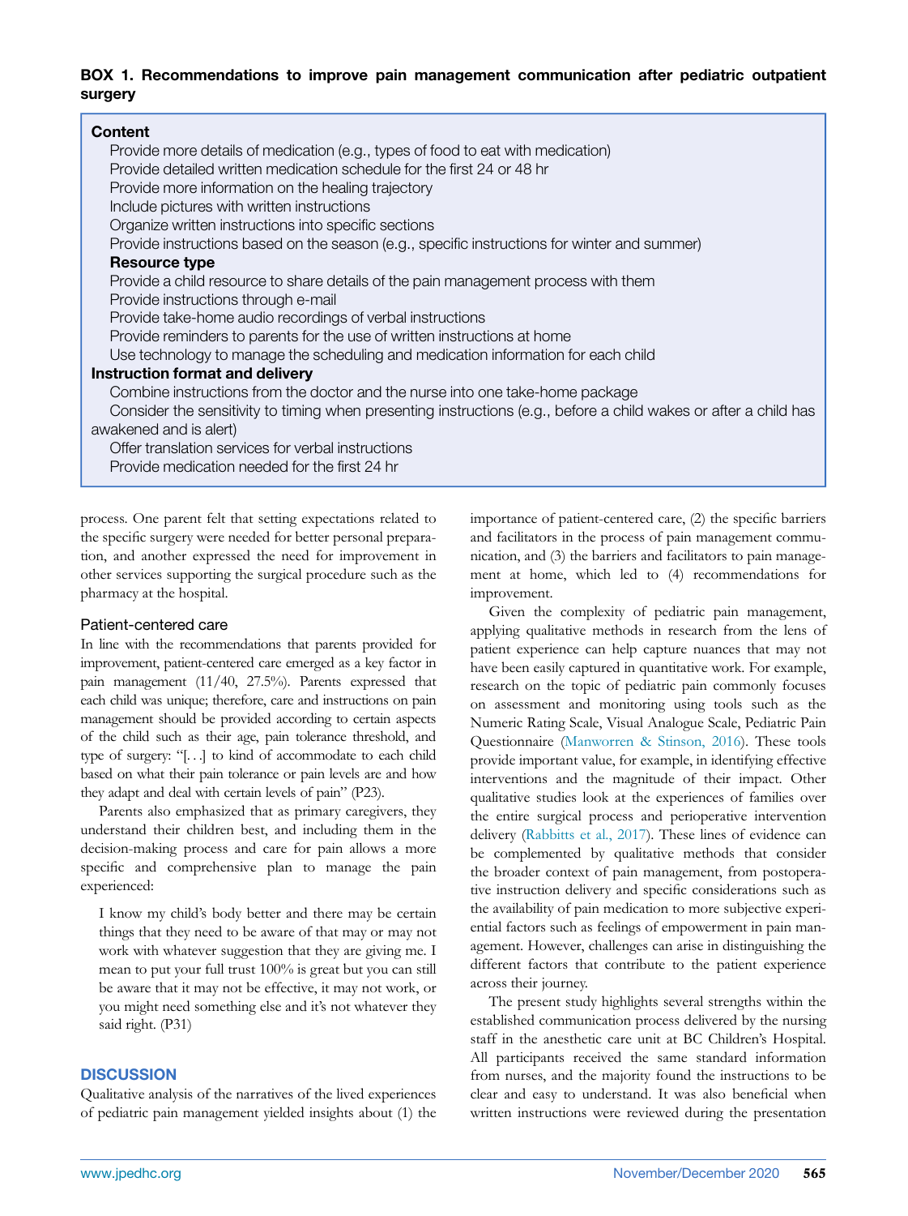**BOX 1. Recommendations to improve pain management communication after pediatric outpatient surgery**

**Content**

- Provide more details of medication (e.g., types of food to eat with medication)
- Provide detailed written medication schedule for the first 24 or 48 hr
- Provide more information on the healing trajectory
- Include pictures with written instructions
- Organize written instructions into specific sections
- Provide instructions based on the season (e.g., specific instructions for winter and summer)

**Resource type**

- Provide a child resource to share details of the pain management process with them
- Provide instructions through e-mail
- Provide take-home audio recordings of verbal instructions
- Provide reminders to parents for the use of written instructions at home
- Use technology to manage the scheduling and medication information for each child

**Instruction format and delivery**

- Combine instructions from the doctor and the nurse into one take-home package
- Consider the sensitivity to timing when presenting instructions (e.g., before a child wakes or after a child has awakened and is alert)
- Offer translation services for verbal instructions
- Provide medication needed for the first 24 hr

process. One parent felt that setting expectations related to the specific surgery were needed for better personal preparation, and another expressed the need for improvement in other services supporting the surgical procedure such as the pharmacy at the hospital.

### Patient-centered care

In line with the recommendations that parents provided for improvement, patient-centered care emerged as a key factor in pain management (11/40, 27.5%). Parents expressed that each child was unique; therefore, care and instructions on pain management should be provided according to certain aspects of the child such as their age, pain tolerance threshold, and type of surgery: "[...] to kind of accommodate to each child based on what their pain tolerance or pain levels are and how they adapt and deal with certain levels of pain" (P23).

Parents also emphasized that as primary caregivers, they understand their children best, and including them in the decision-making process and care for pain allows a more specific and comprehensive plan to manage the pain experienced:

> I know my child's body better and there may be certain things that they need to be aware of that may or may not work with whatever suggestion that they are giving me. I mean to put your full trust 100% is great but you can still be aware that it may not be effective, it may not work, or you might need something else and it's not whatever they said right. (P31)

## DISCUSSION

Qualitative analysis of the narratives of the lived experiences of pediatric pain management yielded insights about (1) the importance of patient-centered care, (2) the specific barriers and facilitators in the process of pain management communication, and (3) the barriers and facilitators to pain management at home, which led to (4) recommendations for improvement.

Given the complexity of pediatric pain management, applying qualitative methods in research from the lens of patient experience can help capture nuances that may not have been easily captured in quantitative work. For example, research on the topic of pediatric pain commonly focuses on assessment and monitoring using tools such as the Numeric Rating Scale, Visual Analogue Scale, Pediatric Pain Questionnaire (Manworren & Stinson, 2016). These tools provide important value, for example, in identifying effective interventions and the magnitude of their impact. Other qualitative studies look at the experiences of families over the entire surgical process and perioperative intervention delivery (Rabbitts et al., 2017). These lines of evidence can be complemented by qualitative methods that consider the broader context of pain management, from postoperative instruction delivery and specific considerations such as the availability of pain medication to more subjective experiential factors such as feelings of empowerment in pain management. However, challenges can arise in distinguishing the different factors that contribute to the patient experience across their journey.

The present study highlights several strengths within the established communication process delivered by the nursing staff in the anesthetic care unit at BC Children's Hospital. All participants received the same standard information from nurses, and the majority found the instructions to be clear and easy to understand. It was also beneficial when written instructions were reviewed during the presentation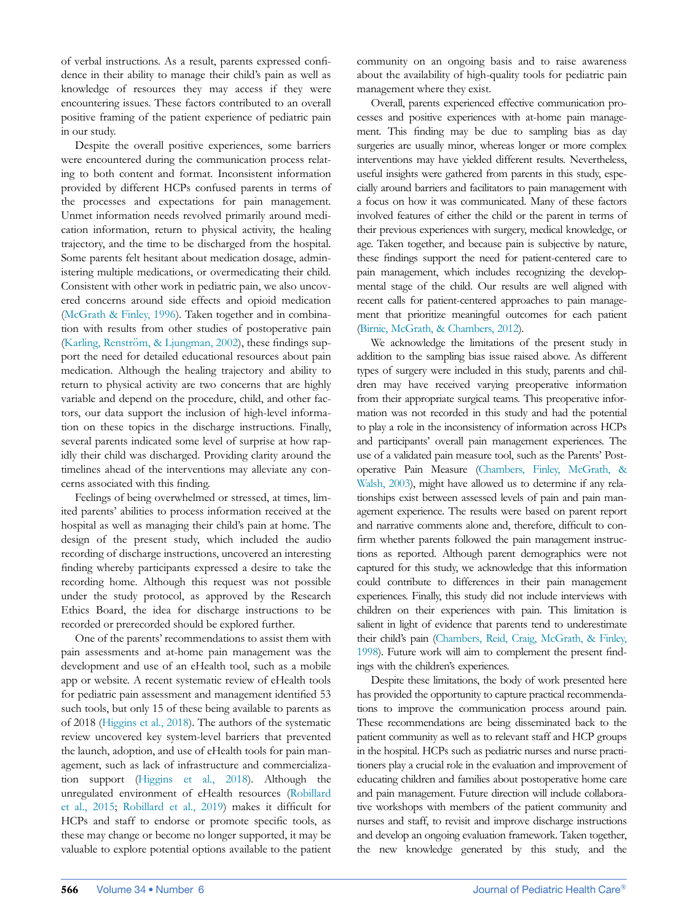of verbal instructions. As a result, parents expressed confidence in their ability to manage their child's pain as well as knowledge of resources they may access if they were encountering issues. These factors contributed to an overall positive framing of the patient experience of pediatric pain in our study.

Despite the overall positive experiences, some barriers were encountered during the communication process relating to both content and format. Inconsistent information provided by different HCPs confused parents in terms of the processes and expectations for pain management. Unmet information needs revolved primarily around medication information, return to physical activity, the healing trajectory, and the time to be discharged from the hospital. Some parents felt hesitant about medication dosage, administering multiple medications, or overmedicating their child. Consistent with other work in pediatric pain, we also uncovered concerns around side effects and opioid medication (McGrath & Finley, 1996). Taken together and in combination with results from other studies of postoperative pain (Karling, Renström, & Ljungman, 2002), these findings support the need for detailed educational resources about pain medication. Although the healing trajectory and ability to return to physical activity are two concerns that are highly variable and depend on the procedure, child, and other factors, our data support the inclusion of high-level information on these topics in the discharge instructions. Finally, several parents indicated some level of surprise at how rapidly their child was discharged. Providing clarity around the timelines ahead of the interventions may alleviate any concerns associated with this finding.

Feelings of being overwhelmed or stressed, at times, limited parents' abilities to process information received at the hospital as well as managing their child's pain at home. The design of the present study, which included the audio recording of discharge instructions, uncovered an interesting finding whereby participants expressed a desire to take the recording home. Although this request was not possible under the study protocol, as approved by the Research Ethics Board, the idea for discharge instructions to be recorded or prerecorded should be explored further.

One of the parents' recommendations to assist them with pain assessments and at-home pain management was the development and use of an eHealth tool, such as a mobile app or website. A recent systematic review of eHealth tools for pediatric pain assessment and management identified 53 such tools, but only 15 of these being available to parents as of 2018 (Higgins et al., 2018). The authors of the systematic review uncovered key system-level barriers that prevented the launch, adoption, and use of eHealth tools for pain management, such as lack of infrastructure and commercialization support (Higgins et al., 2018). Although the unregulated environment of eHealth resources (Robillard et al., 2015; Robillard et al., 2019) makes it difficult for HCPs and staff to endorse or promote specific tools, as these may change or become no longer supported, it may be valuable to explore potential options available to the patient community on an ongoing basis and to raise awareness about the availability of high-quality tools for pediatric pain management where they exist.

Overall, parents experienced effective communication processes and positive experiences with at-home pain management. This finding may be due to sampling bias as day surgeries are usually minor, whereas longer or more complex interventions may have yielded different results. Nevertheless, useful insights were gathered from parents in this study, especially around barriers and facilitators to pain management with a focus on how it was communicated. Many of these factors involved features of either the child or the parent in terms of their previous experiences with surgery, medical knowledge, or age. Taken together, and because pain is subjective by nature, these findings support the need for patient-centered care to pain management, which includes recognizing the developmental stage of the child. Our results are well aligned with recent calls for patient-centered approaches to pain management that prioritize meaningful outcomes for each patient (Birnie, McGrath, & Chambers, 2012).

We acknowledge the limitations of the present study in addition to the sampling bias issue raised above. As different types of surgery were included in this study, parents and children may have received varying preoperative information from their appropriate surgical teams. This preoperative information was not recorded in this study and had the potential to play a role in the inconsistency of information across HCPs and participants' overall pain management experiences. The use of a validated pain measure tool, such as the Parents' Postoperative Pain Measure (Chambers, Finley, McGrath, & Walsh, 2003), might have allowed us to determine if any relationships exist between assessed levels of pain and pain management experience. The results were based on parent report and narrative comments alone and, therefore, difficult to confirm whether parents followed the pain management instructions as reported. Although parent demographics were not captured for this study, we acknowledge that this information could contribute to differences in their pain management experiences. Finally, this study did not include interviews with children on their experiences with pain. This limitation is salient in light of evidence that parents tend to underestimate their child's pain (Chambers, Reid, Craig, McGrath, & Finley, 1998). Future work will aim to complement the present findings with the children's experiences.

Despite these limitations, the body of work presented here has provided the opportunity to capture practical recommendations to improve the communication process around pain. These recommendations are being disseminated back to the patient community as well as to relevant staff and HCP groups in the hospital. HCPs such as pediatric nurses and nurse practitioners play a crucial role in the evaluation and improvement of educating children and families about postoperative home care and pain management. Future direction will include collaborative workshops with members of the patient community and nurses and staff, to revisit and improve discharge instructions and develop an ongoing evaluation framework. Taken together, the new knowledge generated by this study, and the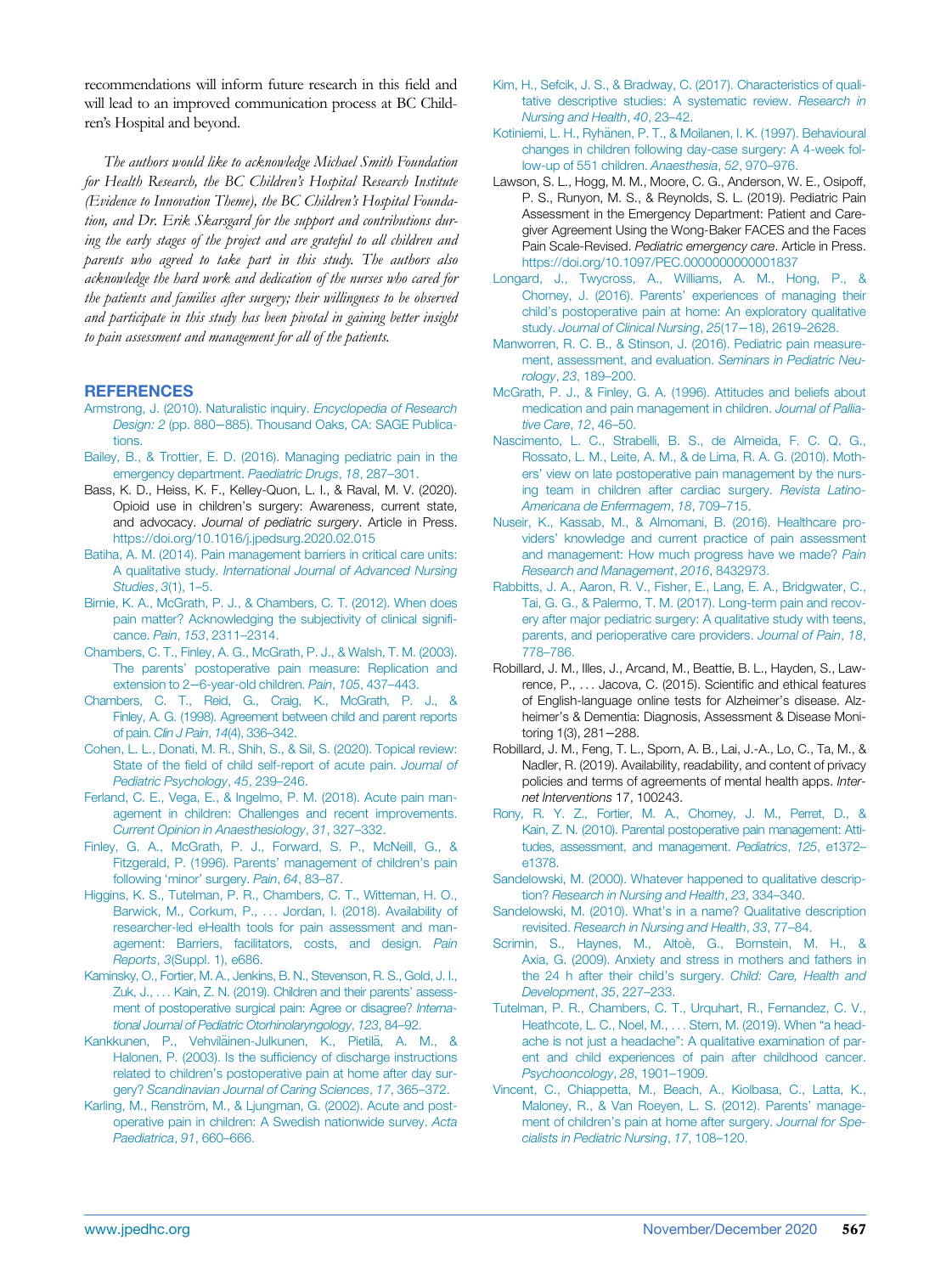recommendations will inform future research in this field and will lead to an improved communication process at BC Children's Hospital and beyond.

*The authors would like to acknowledge Michael Smith Foundation for Health Research, the BC Children's Hospital Research Institute (Evidence to Innovation Theme), the BC Children's Hospital Foundation, and Dr. Erik Skarsgard for the support and contributions during the early stages of the project and are grateful to all children and parents who agreed to take part in this study. The authors also acknowledge the hard work and dedication of the nurses who cared for the patients and families after surgery; their willingness to be observed and participate in this study has been pivotal in gaining better insight to pain assessment and management for all of the patients.*

## REFERENCES

Armstrong, J. (2010). Naturalistic inquiry. *Encyclopedia of Research Design: 2* (pp. 880−885). Thousand Oaks, CA: SAGE Publications.

Bailey, B., & Trottier, E. D. (2016). Managing pediatric pain in the emergency department. *Paediatric Drugs*, *18*, 287–301.

Bass, K. D., Heiss, K. F., Kelley-Quon, L. I., & Raval, M. V. (2020). Opioid use in children's surgery: Awareness, current state, and advocacy. *Journal of pediatric surgery*. Article in Press. https://doi.org/10.1016/j.jpedsurg.2020.02.015

Batiha, A. M. (2014). Pain management barriers in critical care units: A qualitative study. *International Journal of Advanced Nursing Studies*, *3*(1), 1–5.

Birnie, K. A., McGrath, P. J., & Chambers, C. T. (2012). When does pain matter? Acknowledging the subjectivity of clinical significance. *Pain*, *153*, 2311–2314.

Chambers, C. T., Finley, A. G., McGrath, P. J., & Walsh, T. M. (2003). The parents' postoperative pain measure: Replication and extension to 2−6-year-old children. *Pain*, *105*, 437–443.

Chambers, C. T., Reid, G., Craig, K., McGrath, P. J., & Finley, A. G. (1998). Agreement between child and parent reports of pain. *Clin J Pain*, *14*(4), 336–342.

Cohen, L. L., Donati, M. R., Shih, S., & Sil, S. (2020). Topical review: State of the field of child self-report of acute pain. *Journal of Pediatric Psychology*, *45*, 239–246.

Ferland, C. E., Vega, E., & Ingelmo, P. M. (2018). Acute pain management in children: Challenges and recent improvements. *Current Opinion in Anaesthesiology*, *31*, 327–332.

Finley, G. A., McGrath, P. J., Forward, S. P., McNeill, G., & Fitzgerald, P. (1996). Parents' management of children's pain following 'minor' surgery. *Pain*, *64*, 83–87.

Higgins, K. S., Tutelman, P. R., Chambers, C. T., Witteman, H. O., Barwick, M., Corkum, P., . . . Jordan, I. (2018). Availability of researcher-led eHealth tools for pain assessment and management: Barriers, facilitators, costs, and design. *Pain Reports*, *3*(Suppl. 1), e686.

Kaminsky, O., Fortier, M. A., Jenkins, B. N., Stevenson, R. S., Gold, J. I., Zuk, J., . . . Kain, Z. N. (2019). Children and their parents' assessment of postoperative surgical pain: Agree or disagree? *International Journal of Pediatric Otorhinolaryngology*, *123*, 84–92.

Kankkunen, P., Vehviläinen-Julkunen, K., Pietilä, A. M., & Halonen, P. (2003). Is the sufficiency of discharge instructions related to children's postoperative pain at home after day surgery? *Scandinavian Journal of Caring Sciences*, *17*, 365–372.

Karling, M., Renström, M., & Ljungman, G. (2002). Acute and postoperative pain in children: A Swedish nationwide survey. *Acta Paediatrica*, *91*, 660–666.

Kim, H., Sefcik, J. S., & Bradway, C. (2017). Characteristics of qualitative descriptive studies: A systematic review. *Research in Nursing and Health*, *40*, 23–42.

Kotiniemi, L. H., Ryhänen, P. T., & Moilanen, I. K. (1997). Behavioural changes in children following day-case surgery: A 4-week follow-up of 551 children. *Anaesthesia*, *52*, 970–976.

Lawson, S. L., Hogg, M. M., Moore, C. G., Anderson, W. E., Osipoff, P. S., Runyon, M. S., & Reynolds, S. L. (2019). Pediatric Pain Assessment in the Emergency Department: Patient and Caregiver Agreement Using the Wong-Baker FACES and the Faces Pain Scale-Revised. *Pediatric emergency care*. Article in Press. https://doi.org/10.1097/PEC.0000000000001837

Longard, J., Twycross, A., Williams, A. M., Hong, P., & Chorney, J. (2016). Parents' experiences of managing their child's postoperative pain at home: An exploratory qualitative study. *Journal of Clinical Nursing*, *25*(17−18), 2619–2628.

Manworren, R. C. B., & Stinson, J. (2016). Pediatric pain measurement, assessment, and evaluation. *Seminars in Pediatric Neurology*, *23*, 189–200.

McGrath, P. J., & Finley, G. A. (1996). Attitudes and beliefs about medication and pain management in children. *Journal of Palliative Care*, *12*, 46–50.

Nascimento, L. C., Strabelli, B. S., de Almeida, F. C. Q. G., Rossato, L. M., Leite, A. M., & de Lima, R. A. G. (2010). Mothers' view on late postoperative pain management by the nursing team in children after cardiac surgery. *Revista Latino-Americana de Enfermagem*, *18*, 709–715.

Nuseir, K., Kassab, M., & Almomani, B. (2016). Healthcare providers' knowledge and current practice of pain assessment and management: How much progress have we made? *Pain Research and Management*, *2016*, 8432973.

Rabbitts, J. A., Aaron, R. V., Fisher, E., Lang, E. A., Bridgwater, C., Tai, G. G., & Palermo, T. M. (2017). Long-term pain and recovery after major pediatric surgery: A qualitative study with teens, parents, and perioperative care providers. *Journal of Pain*, *18*, 778–786.

Robillard, J. M., Illes, J., Arcand, M., Beattie, B. L., Hayden, S., Lawrence, P., . . . Jacova, C. (2015). Scientific and ethical features of English-language online tests for Alzheimer's disease. Alzheimer's & Dementia: Diagnosis, Assessment & Disease Monitoring 1(3), 281−288.

Robillard, J. M., Feng, T. L., Sporn, A. B., Lai, J.-A., Lo, C., Ta, M., & Nadler, R. (2019). Availability, readability, and content of privacy policies and terms of agreements of mental health apps. *Internet Interventions* 17, 100243.

Rony, R. Y. Z., Fortier, M. A., Chorney, J. M., Perret, D., & Kain, Z. N. (2010). Parental postoperative pain management: Attitudes, assessment, and management. *Pediatrics*, *125*, e1372–e1378.

Sandelowski, M. (2000). Whatever happened to qualitative description? *Research in Nursing and Health*, *23*, 334–340.

Sandelowski, M. (2010). What's in a name? Qualitative description revisited. *Research in Nursing and Health*, *33*, 77–84.

Scrimin, S., Haynes, M., Altoè, G., Bornstein, M. H., & Axia, G. (2009). Anxiety and stress in mothers and fathers in the 24 h after their child's surgery. *Child: Care, Health and Development*, *35*, 227–233.

Tutelman, P. R., Chambers, C. T., Urquhart, R., Fernandez, C. V., Heathcote, L. C., Noel, M., . . . Stern, M. (2019). When "a headache is not just a headache": A qualitative examination of parent and child experiences of pain after childhood cancer. *Psychooncology*, *28*, 1901–1909.

Vincent, C., Chiappetta, M., Beach, A., Kiolbasa, C., Latta, K., Maloney, R., & Van Roeyen, L. S. (2012). Parents' management of children's pain at home after surgery. *Journal for Specialists in Pediatric Nursing*, *17*, 108–120.